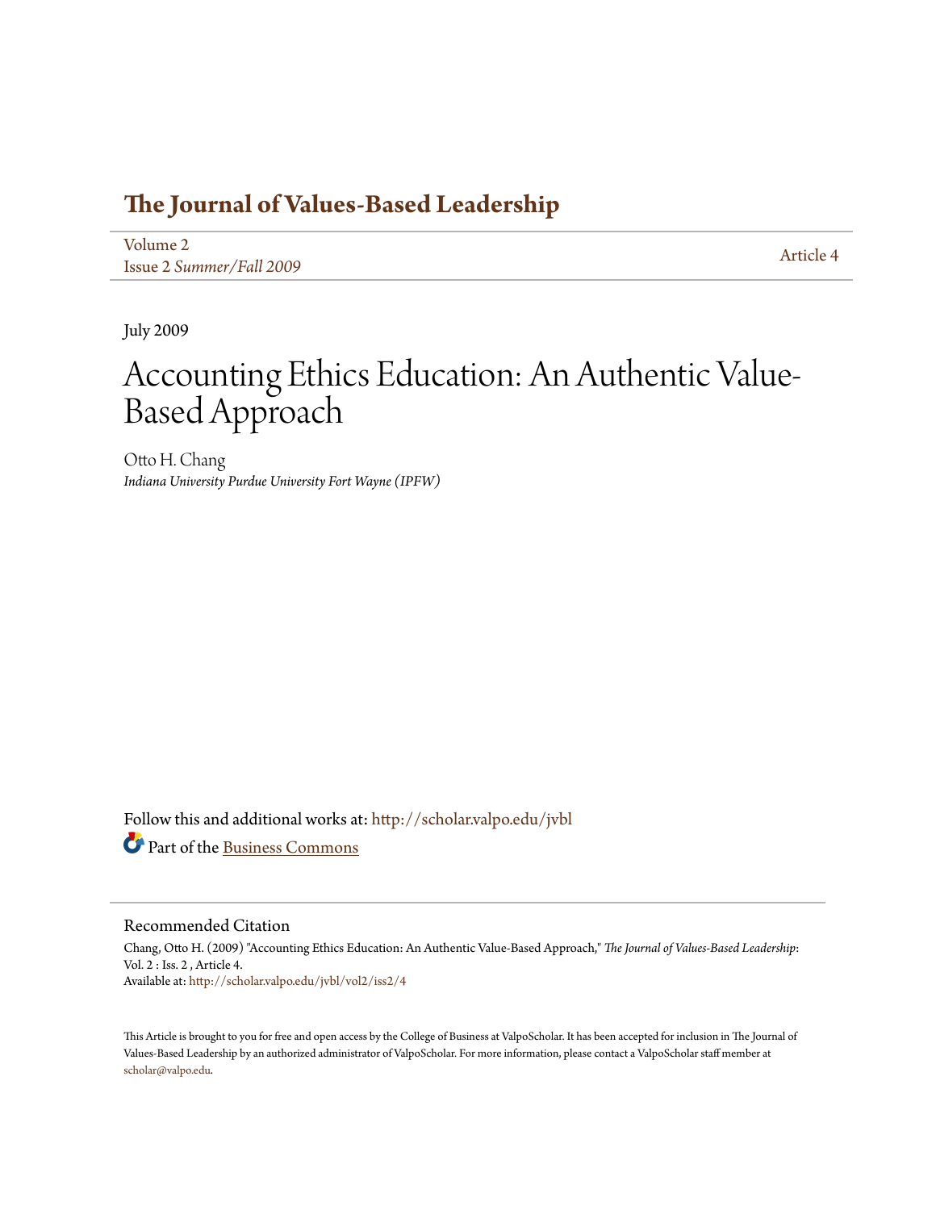# The Journal of Values-Based Leadership

Volume 2
Issue 2 *Summer/Fall 2009*

Article 4

July 2009

# Accounting Ethics Education: An Authentic Value-Based Approach

Otto H. Chang
*Indiana University Purdue University Fort Wayne (IPFW)*

Follow this and additional works at: http://scholar.valpo.edu/jvbl

Part of the Business Commons

## Recommended Citation

Chang, Otto H. (2009) "Accounting Ethics Education: An Authentic Value-Based Approach," *The Journal of Values-Based Leadership*: Vol. 2 : Iss. 2 , Article 4.
Available at: http://scholar.valpo.edu/jvbl/vol2/iss2/4

This Article is brought to you for free and open access by the College of Business at ValpoScholar. It has been accepted for inclusion in The Journal of Values-Based Leadership by an authorized administrator of ValpoScholar. For more information, please contact a ValpoScholar staff member at scholar@valpo.edu.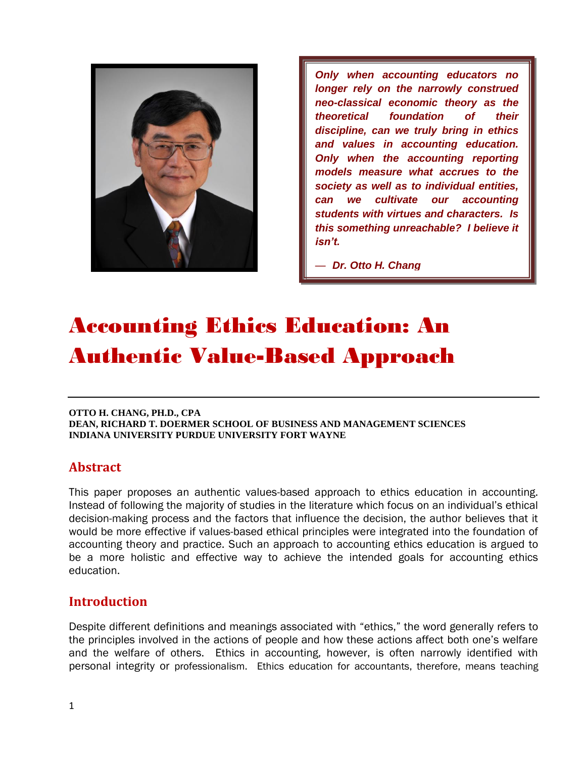> *Only when accounting educators no longer rely on the narrowly construed neo-classical economic theory as the theoretical foundation of their discipline, can we truly bring in ethics and values in accounting education. Only when the accounting reporting models measure what accrues to the society as well as to individual entities, can we cultivate our accounting students with virtues and characters. Is this something unreachable? I believe it isn't.*
>
> *— Dr. Otto H. Chang*

# Accounting Ethics Education: An Authentic Value-Based Approach

**OTTO H. CHANG, PH.D., CPA**
**DEAN, RICHARD T. DOERMER SCHOOL OF BUSINESS AND MANAGEMENT SCIENCES**
**INDIANA UNIVERSITY PURDUE UNIVERSITY FORT WAYNE**

## Abstract

This paper proposes an authentic values-based approach to ethics education in accounting. Instead of following the majority of studies in the literature which focus on an individual's ethical decision-making process and the factors that influence the decision, the author believes that it would be more effective if values-based ethical principles were integrated into the foundation of accounting theory and practice. Such an approach to accounting ethics education is argued to be a more holistic and effective way to achieve the intended goals for accounting ethics education.

## Introduction

Despite different definitions and meanings associated with "ethics," the word generally refers to the principles involved in the actions of people and how these actions affect both one's welfare and the welfare of others. Ethics in accounting, however, is often narrowly identified with personal integrity or professionalism. Ethics education for accountants, therefore, means teaching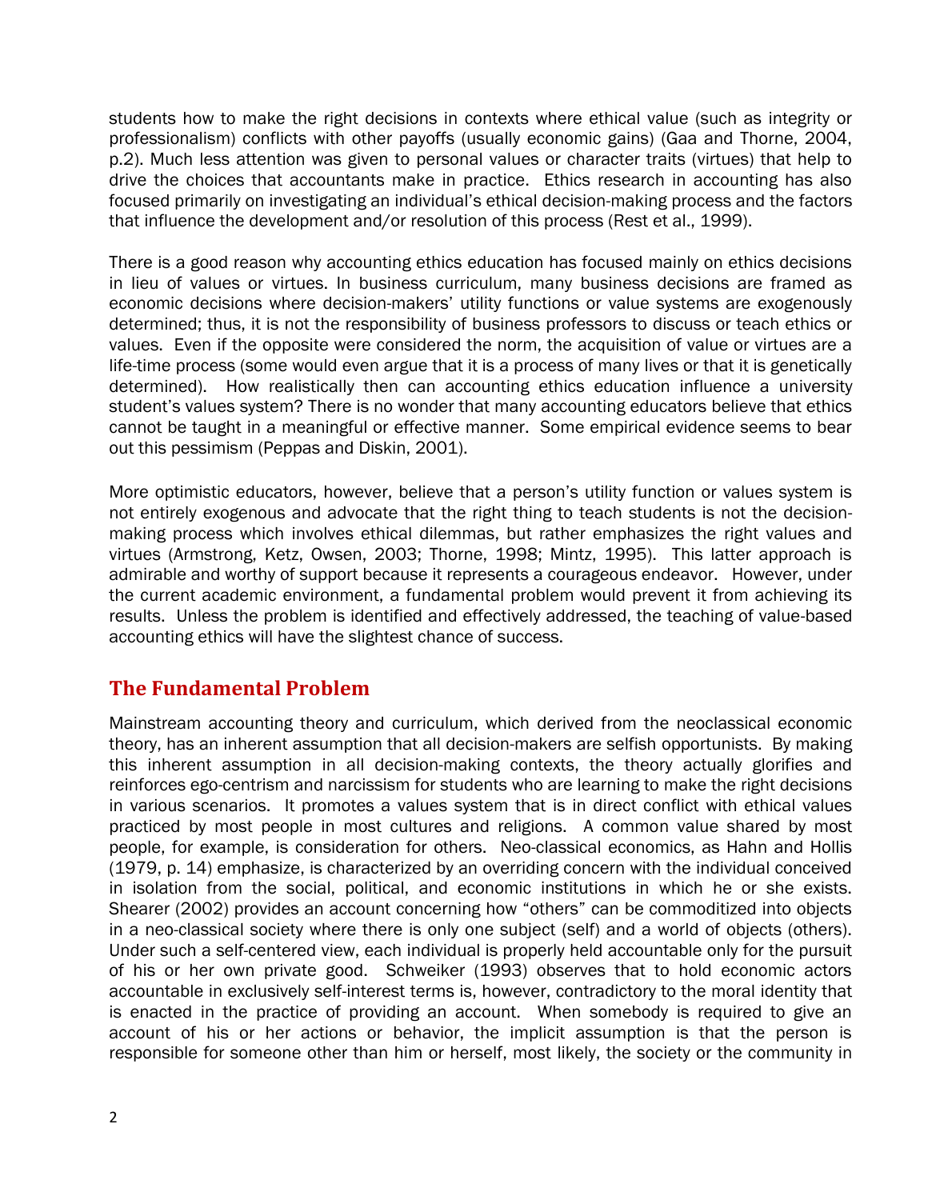students how to make the right decisions in contexts where ethical value (such as integrity or professionalism) conflicts with other payoffs (usually economic gains) (Gaa and Thorne, 2004, p.2). Much less attention was given to personal values or character traits (virtues) that help to drive the choices that accountants make in practice. Ethics research in accounting has also focused primarily on investigating an individual's ethical decision-making process and the factors that influence the development and/or resolution of this process (Rest et al., 1999).

There is a good reason why accounting ethics education has focused mainly on ethics decisions in lieu of values or virtues. In business curriculum, many business decisions are framed as economic decisions where decision-makers' utility functions or value systems are exogenously determined; thus, it is not the responsibility of business professors to discuss or teach ethics or values. Even if the opposite were considered the norm, the acquisition of value or virtues are a life-time process (some would even argue that it is a process of many lives or that it is genetically determined). How realistically then can accounting ethics education influence a university student's values system? There is no wonder that many accounting educators believe that ethics cannot be taught in a meaningful or effective manner. Some empirical evidence seems to bear out this pessimism (Peppas and Diskin, 2001).

More optimistic educators, however, believe that a person's utility function or values system is not entirely exogenous and advocate that the right thing to teach students is not the decision-making process which involves ethical dilemmas, but rather emphasizes the right values and virtues (Armstrong, Ketz, Owsen, 2003; Thorne, 1998; Mintz, 1995). This latter approach is admirable and worthy of support because it represents a courageous endeavor. However, under the current academic environment, a fundamental problem would prevent it from achieving its results. Unless the problem is identified and effectively addressed, the teaching of value-based accounting ethics will have the slightest chance of success.

## The Fundamental Problem

Mainstream accounting theory and curriculum, which derived from the neoclassical economic theory, has an inherent assumption that all decision-makers are selfish opportunists. By making this inherent assumption in all decision-making contexts, the theory actually glorifies and reinforces ego-centrism and narcissism for students who are learning to make the right decisions in various scenarios. It promotes a values system that is in direct conflict with ethical values practiced by most people in most cultures and religions. A common value shared by most people, for example, is consideration for others. Neo-classical economics, as Hahn and Hollis (1979, p. 14) emphasize, is characterized by an overriding concern with the individual conceived in isolation from the social, political, and economic institutions in which he or she exists. Shearer (2002) provides an account concerning how "others" can be commoditized into objects in a neo-classical society where there is only one subject (self) and a world of objects (others). Under such a self-centered view, each individual is properly held accountable only for the pursuit of his or her own private good. Schweiker (1993) observes that to hold economic actors accountable in exclusively self-interest terms is, however, contradictory to the moral identity that is enacted in the practice of providing an account. When somebody is required to give an account of his or her actions or behavior, the implicit assumption is that the person is responsible for someone other than him or herself, most likely, the society or the community in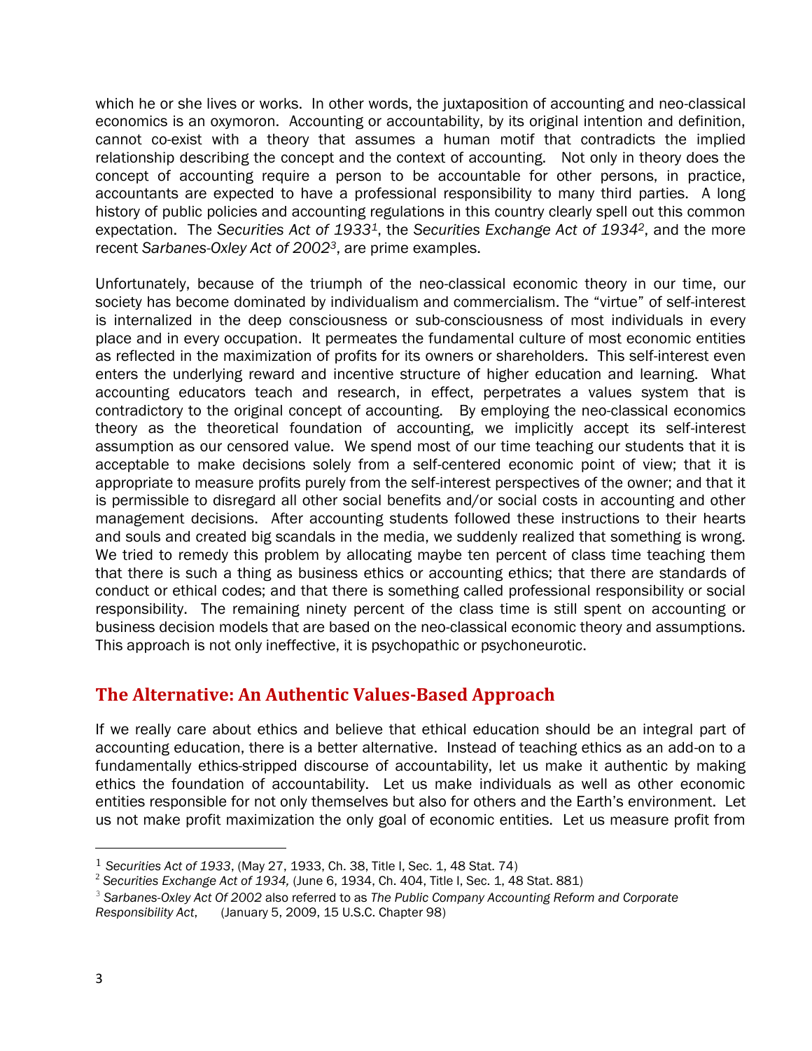which he or she lives or works. In other words, the juxtaposition of accounting and neo-classical economics is an oxymoron. Accounting or accountability, by its original intention and definition, cannot co-exist with a theory that assumes a human motif that contradicts the implied relationship describing the concept and the context of accounting. Not only in theory does the concept of accounting require a person to be accountable for other persons, in practice, accountants are expected to have a professional responsibility to many third parties. A long history of public policies and accounting regulations in this country clearly spell out this common expectation. The *Securities Act of 1933*[1], the *Securities Exchange Act of 1934*[2], and the more recent *Sarbanes-Oxley Act of 2002*[3], are prime examples.

Unfortunately, because of the triumph of the neo-classical economic theory in our time, our society has become dominated by individualism and commercialism. The "virtue" of self-interest is internalized in the deep consciousness or sub-consciousness of most individuals in every place and in every occupation. It permeates the fundamental culture of most economic entities as reflected in the maximization of profits for its owners or shareholders. This self-interest even enters the underlying reward and incentive structure of higher education and learning. What accounting educators teach and research, in effect, perpetrates a values system that is contradictory to the original concept of accounting. By employing the neo-classical economics theory as the theoretical foundation of accounting, we implicitly accept its self-interest assumption as our censored value. We spend most of our time teaching our students that it is acceptable to make decisions solely from a self-centered economic point of view; that it is appropriate to measure profits purely from the self-interest perspectives of the owner; and that it is permissible to disregard all other social benefits and/or social costs in accounting and other management decisions. After accounting students followed these instructions to their hearts and souls and created big scandals in the media, we suddenly realized that something is wrong. We tried to remedy this problem by allocating maybe ten percent of class time teaching them that there is such a thing as business ethics or accounting ethics; that there are standards of conduct or ethical codes; and that there is something called professional responsibility or social responsibility. The remaining ninety percent of the class time is still spent on accounting or business decision models that are based on the neo-classical economic theory and assumptions. This approach is not only ineffective, it is psychopathic or psychoneurotic.

## The Alternative: An Authentic Values-Based Approach

If we really care about ethics and believe that ethical education should be an integral part of accounting education, there is a better alternative. Instead of teaching ethics as an add-on to a fundamentally ethics-stripped discourse of accountability, let us make it authentic by making ethics the foundation of accountability. Let us make individuals as well as other economic entities responsible for not only themselves but also for others and the Earth's environment. Let us not make profit maximization the only goal of economic entities. Let us measure profit from

---

[1] *Securities Act of 1933*, (May 27, 1933, Ch. 38, Title I, Sec. 1, 48 Stat. 74)

[2] *Securities Exchange Act of 1934,* (June 6, 1934, Ch. 404, Title I, Sec. 1, 48 Stat. 881)

[3] *Sarbanes-Oxley Act Of 2002* also referred to as *The Public Company Accounting Reform and Corporate Responsibility Act*, (January 5, 2009, 15 U.S.C. Chapter 98)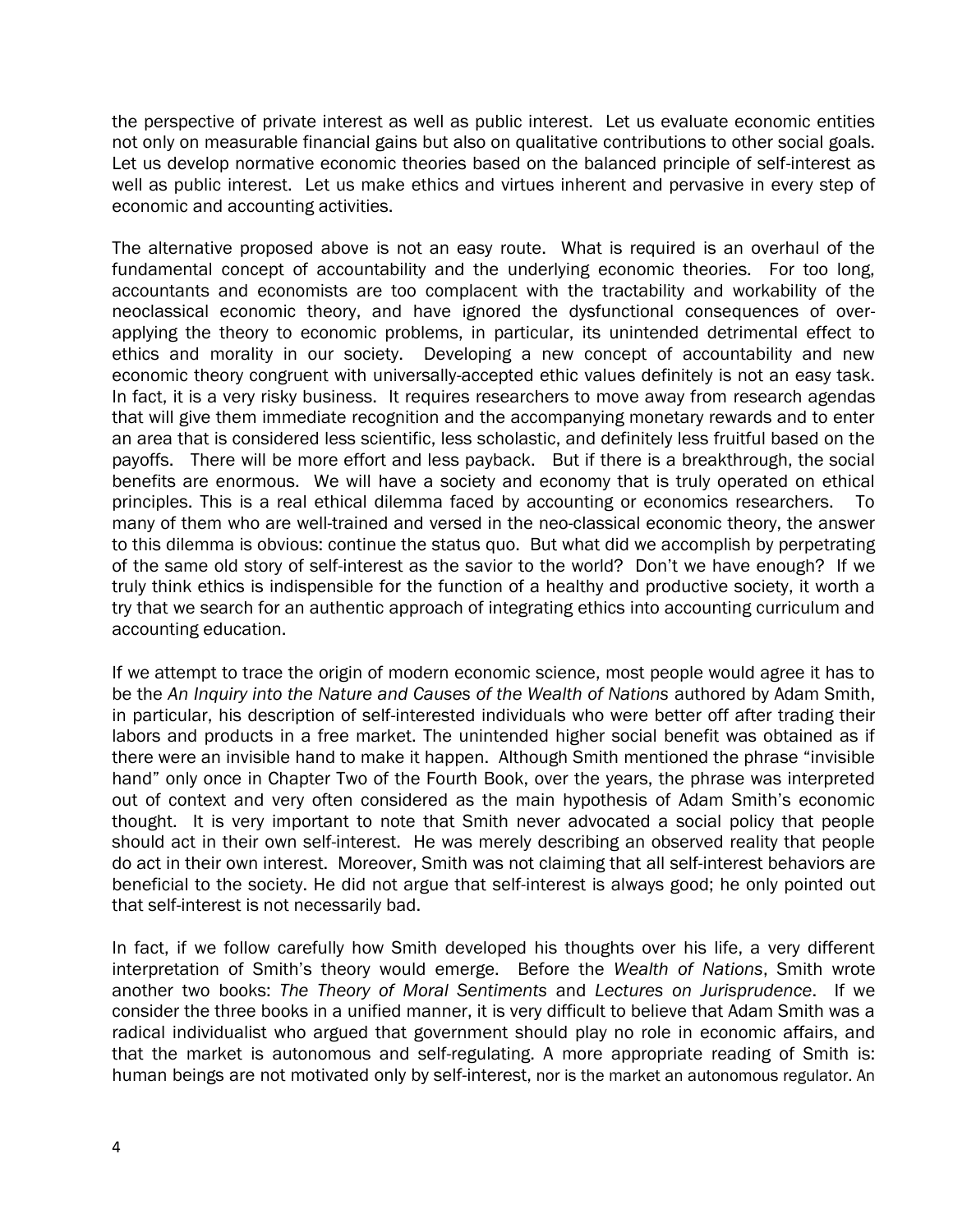the perspective of private interest as well as public interest. Let us evaluate economic entities not only on measurable financial gains but also on qualitative contributions to other social goals. Let us develop normative economic theories based on the balanced principle of self-interest as well as public interest. Let us make ethics and virtues inherent and pervasive in every step of economic and accounting activities.

The alternative proposed above is not an easy route. What is required is an overhaul of the fundamental concept of accountability and the underlying economic theories. For too long, accountants and economists are too complacent with the tractability and workability of the neoclassical economic theory, and have ignored the dysfunctional consequences of over-applying the theory to economic problems, in particular, its unintended detrimental effect to ethics and morality in our society. Developing a new concept of accountability and new economic theory congruent with universally-accepted ethic values definitely is not an easy task. In fact, it is a very risky business. It requires researchers to move away from research agendas that will give them immediate recognition and the accompanying monetary rewards and to enter an area that is considered less scientific, less scholastic, and definitely less fruitful based on the payoffs. There will be more effort and less payback. But if there is a breakthrough, the social benefits are enormous. We will have a society and economy that is truly operated on ethical principles. This is a real ethical dilemma faced by accounting or economics researchers. To many of them who are well-trained and versed in the neo-classical economic theory, the answer to this dilemma is obvious: continue the status quo. But what did we accomplish by perpetrating of the same old story of self-interest as the savior to the world? Don't we have enough? If we truly think ethics is indispensible for the function of a healthy and productive society, it worth a try that we search for an authentic approach of integrating ethics into accounting curriculum and accounting education.

If we attempt to trace the origin of modern economic science, most people would agree it has to be the *An Inquiry into the Nature and Causes of the Wealth of Nations* authored by Adam Smith, in particular, his description of self-interested individuals who were better off after trading their labors and products in a free market. The unintended higher social benefit was obtained as if there were an invisible hand to make it happen. Although Smith mentioned the phrase "invisible hand" only once in Chapter Two of the Fourth Book, over the years, the phrase was interpreted out of context and very often considered as the main hypothesis of Adam Smith's economic thought. It is very important to note that Smith never advocated a social policy that people should act in their own self-interest. He was merely describing an observed reality that people do act in their own interest. Moreover, Smith was not claiming that all self-interest behaviors are beneficial to the society. He did not argue that self-interest is always good; he only pointed out that self-interest is not necessarily bad.

In fact, if we follow carefully how Smith developed his thoughts over his life, a very different interpretation of Smith's theory would emerge. Before the *Wealth of Nations*, Smith wrote another two books: *The Theory of Moral Sentiments* and *Lectures on Jurisprudence*. If we consider the three books in a unified manner, it is very difficult to believe that Adam Smith was a radical individualist who argued that government should play no role in economic affairs, and that the market is autonomous and self-regulating. A more appropriate reading of Smith is: human beings are not motivated only by self-interest, nor is the market an autonomous regulator. An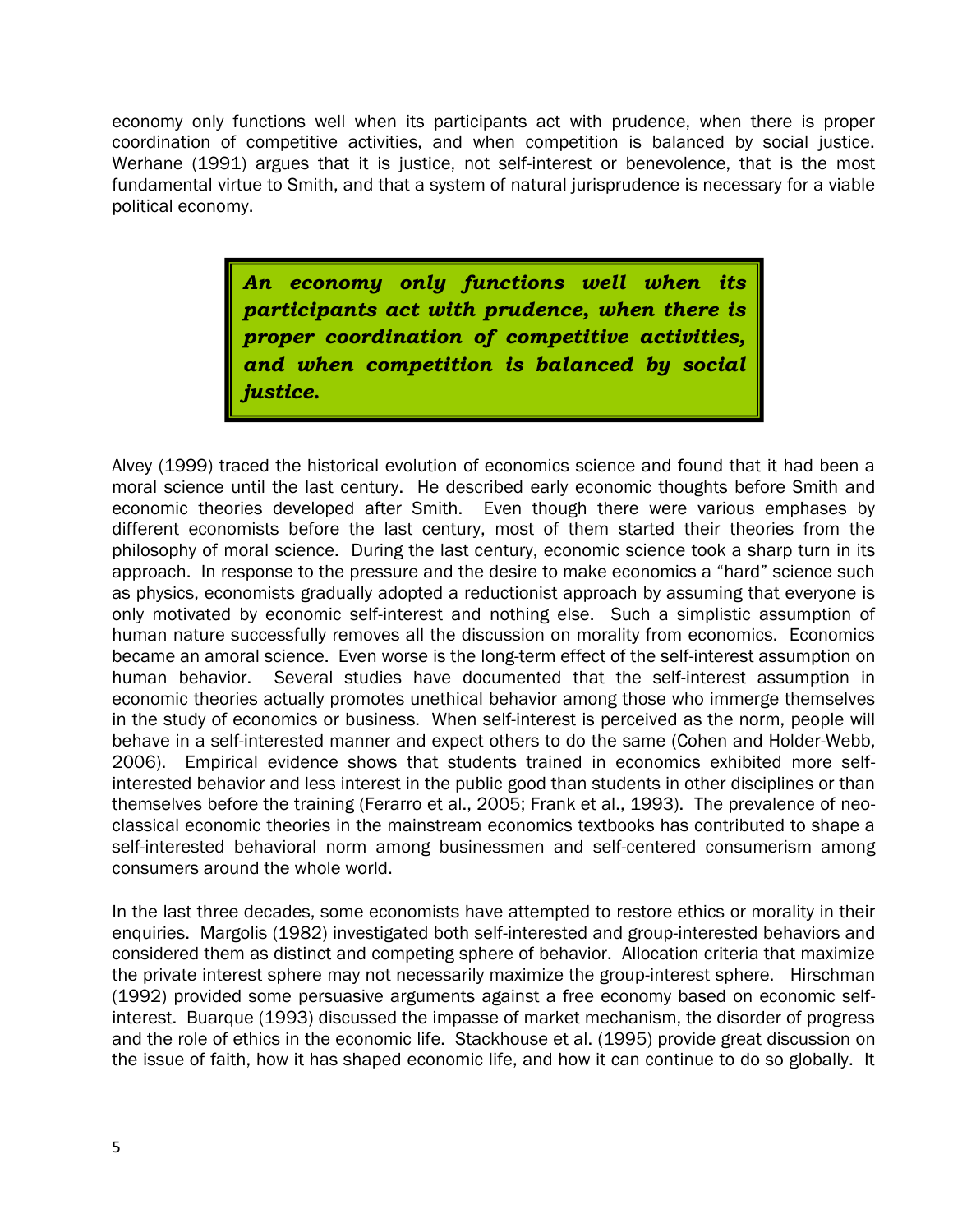economy only functions well when its participants act with prudence, when there is proper coordination of competitive activities, and when competition is balanced by social justice. Werhane (1991) argues that it is justice, not self-interest or benevolence, that is the most fundamental virtue to Smith, and that a system of natural jurisprudence is necessary for a viable political economy.

> ***An economy only functions well when its participants act with prudence, when there is proper coordination of competitive activities, and when competition is balanced by social justice.***

Alvey (1999) traced the historical evolution of economics science and found that it had been a moral science until the last century. He described early economic thoughts before Smith and economic theories developed after Smith. Even though there were various emphases by different economists before the last century, most of them started their theories from the philosophy of moral science. During the last century, economic science took a sharp turn in its approach. In response to the pressure and the desire to make economics a "hard" science such as physics, economists gradually adopted a reductionist approach by assuming that everyone is only motivated by economic self-interest and nothing else. Such a simplistic assumption of human nature successfully removes all the discussion on morality from economics. Economics became an amoral science. Even worse is the long-term effect of the self-interest assumption on human behavior. Several studies have documented that the self-interest assumption in economic theories actually promotes unethical behavior among those who immerge themselves in the study of economics or business. When self-interest is perceived as the norm, people will behave in a self-interested manner and expect others to do the same (Cohen and Holder-Webb, 2006). Empirical evidence shows that students trained in economics exhibited more self-interested behavior and less interest in the public good than students in other disciplines or than themselves before the training (Ferarro et al., 2005; Frank et al., 1993). The prevalence of neo-classical economic theories in the mainstream economics textbooks has contributed to shape a self-interested behavioral norm among businessmen and self-centered consumerism among consumers around the whole world.

In the last three decades, some economists have attempted to restore ethics or morality in their enquiries. Margolis (1982) investigated both self-interested and group-interested behaviors and considered them as distinct and competing sphere of behavior. Allocation criteria that maximize the private interest sphere may not necessarily maximize the group-interest sphere. Hirschman (1992) provided some persuasive arguments against a free economy based on economic self-interest. Buarque (1993) discussed the impasse of market mechanism, the disorder of progress and the role of ethics in the economic life. Stackhouse et al. (1995) provide great discussion on the issue of faith, how it has shaped economic life, and how it can continue to do so globally. It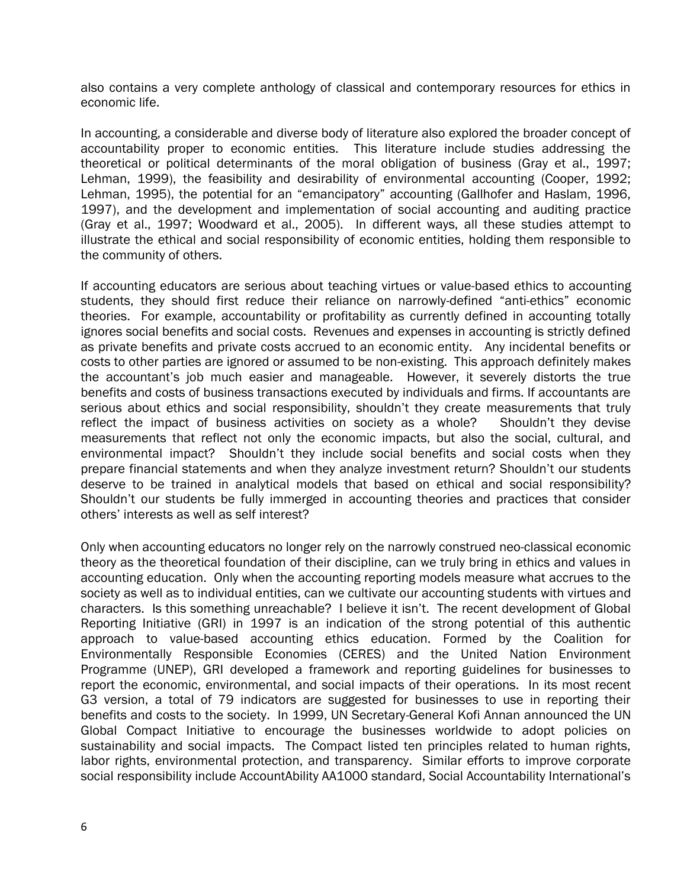also contains a very complete anthology of classical and contemporary resources for ethics in economic life.

In accounting, a considerable and diverse body of literature also explored the broader concept of accountability proper to economic entities. This literature include studies addressing the theoretical or political determinants of the moral obligation of business (Gray et al., 1997; Lehman, 1999), the feasibility and desirability of environmental accounting (Cooper, 1992; Lehman, 1995), the potential for an "emancipatory" accounting (Gallhofer and Haslam, 1996, 1997), and the development and implementation of social accounting and auditing practice (Gray et al., 1997; Woodward et al., 2005). In different ways, all these studies attempt to illustrate the ethical and social responsibility of economic entities, holding them responsible to the community of others.

If accounting educators are serious about teaching virtues or value-based ethics to accounting students, they should first reduce their reliance on narrowly-defined "anti-ethics" economic theories. For example, accountability or profitability as currently defined in accounting totally ignores social benefits and social costs. Revenues and expenses in accounting is strictly defined as private benefits and private costs accrued to an economic entity. Any incidental benefits or costs to other parties are ignored or assumed to be non-existing. This approach definitely makes the accountant's job much easier and manageable. However, it severely distorts the true benefits and costs of business transactions executed by individuals and firms. If accountants are serious about ethics and social responsibility, shouldn't they create measurements that truly reflect the impact of business activities on society as a whole? Shouldn't they devise measurements that reflect not only the economic impacts, but also the social, cultural, and environmental impact? Shouldn't they include social benefits and social costs when they prepare financial statements and when they analyze investment return? Shouldn't our students deserve to be trained in analytical models that based on ethical and social responsibility? Shouldn't our students be fully immerged in accounting theories and practices that consider others' interests as well as self interest?

Only when accounting educators no longer rely on the narrowly construed neo-classical economic theory as the theoretical foundation of their discipline, can we truly bring in ethics and values in accounting education. Only when the accounting reporting models measure what accrues to the society as well as to individual entities, can we cultivate our accounting students with virtues and characters. Is this something unreachable? I believe it isn't. The recent development of Global Reporting Initiative (GRI) in 1997 is an indication of the strong potential of this authentic approach to value-based accounting ethics education. Formed by the Coalition for Environmentally Responsible Economies (CERES) and the United Nation Environment Programme (UNEP), GRI developed a framework and reporting guidelines for businesses to report the economic, environmental, and social impacts of their operations. In its most recent G3 version, a total of 79 indicators are suggested for businesses to use in reporting their benefits and costs to the society. In 1999, UN Secretary-General Kofi Annan announced the UN Global Compact Initiative to encourage the businesses worldwide to adopt policies on sustainability and social impacts. The Compact listed ten principles related to human rights, labor rights, environmental protection, and transparency. Similar efforts to improve corporate social responsibility include AccountAbility AA1000 standard, Social Accountability International's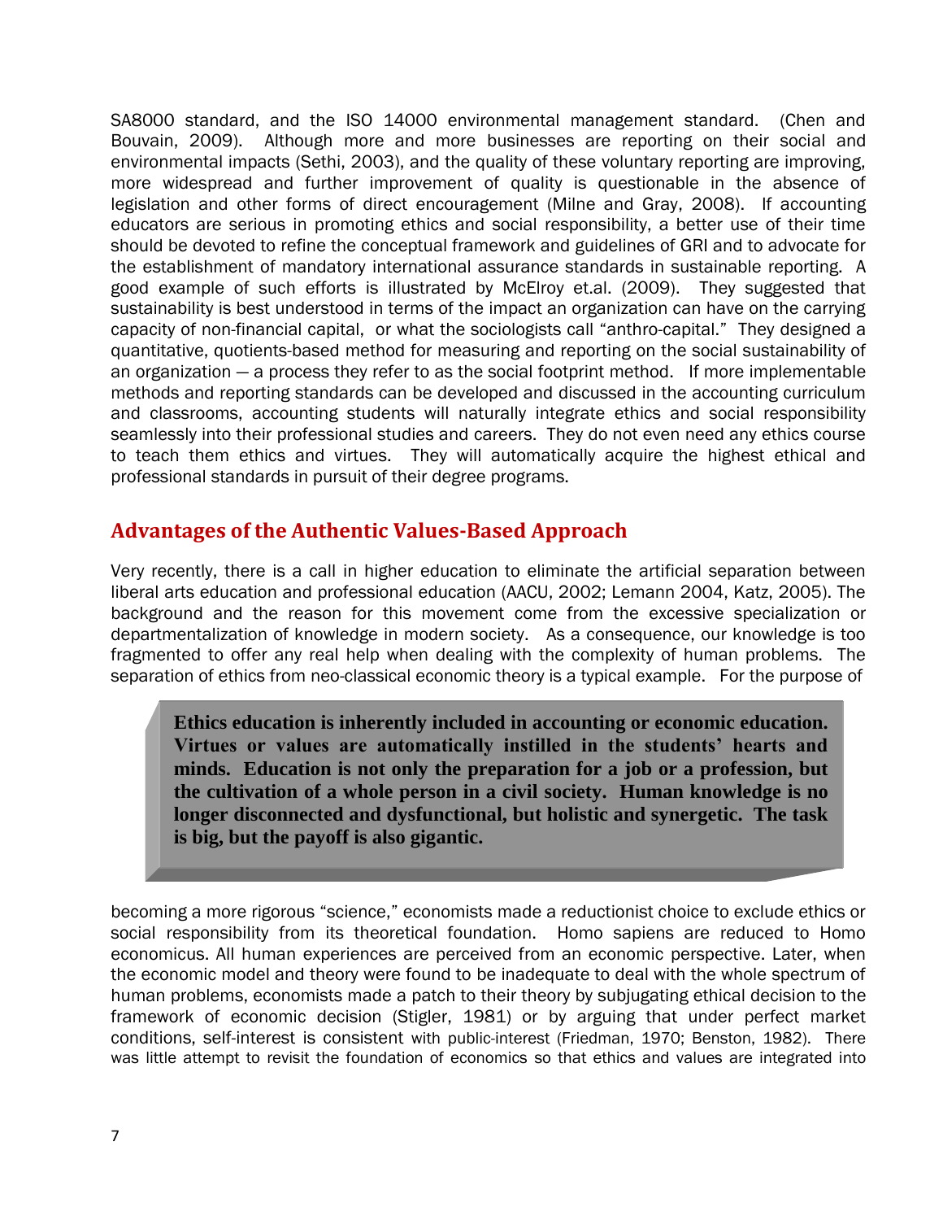SA8000 standard, and the ISO 14000 environmental management standard. (Chen and Bouvain, 2009). Although more and more businesses are reporting on their social and environmental impacts (Sethi, 2003), and the quality of these voluntary reporting are improving, more widespread and further improvement of quality is questionable in the absence of legislation and other forms of direct encouragement (Milne and Gray, 2008). If accounting educators are serious in promoting ethics and social responsibility, a better use of their time should be devoted to refine the conceptual framework and guidelines of GRI and to advocate for the establishment of mandatory international assurance standards in sustainable reporting. A good example of such efforts is illustrated by McElroy et.al. (2009). They suggested that sustainability is best understood in terms of the impact an organization can have on the carrying capacity of non-financial capital, or what the sociologists call "anthro-capital." They designed a quantitative, quotients-based method for measuring and reporting on the social sustainability of an organization — a process they refer to as the social footprint method. If more implementable methods and reporting standards can be developed and discussed in the accounting curriculum and classrooms, accounting students will naturally integrate ethics and social responsibility seamlessly into their professional studies and careers. They do not even need any ethics course to teach them ethics and virtues. They will automatically acquire the highest ethical and professional standards in pursuit of their degree programs.

## Advantages of the Authentic Values-Based Approach

Very recently, there is a call in higher education to eliminate the artificial separation between liberal arts education and professional education (AACU, 2002; Lemann 2004, Katz, 2005). The background and the reason for this movement come from the excessive specialization or departmentalization of knowledge in modern society. As a consequence, our knowledge is too fragmented to offer any real help when dealing with the complexity of human problems. The separation of ethics from neo-classical economic theory is a typical example. For the purpose of becoming a more rigorous "science," economists made a reductionist choice to exclude ethics or social responsibility from its theoretical foundation. Homo sapiens are reduced to Homo economicus. All human experiences are perceived from an economic perspective. Later, when the economic model and theory were found to be inadequate to deal with the whole spectrum of human problems, economists made a patch to their theory by subjugating ethical decision to the framework of economic decision (Stigler, 1981) or by arguing that under perfect market conditions, self-interest is consistent with public-interest (Friedman, 1970; Benston, 1982). There was little attempt to revisit the foundation of economics so that ethics and values are integrated into

> **Ethics education is inherently included in accounting or economic education. Virtues or values are automatically instilled in the students' hearts and minds. Education is not only the preparation for a job or a profession, but the cultivation of a whole person in a civil society. Human knowledge is no longer disconnected and dysfunctional, but holistic and synergetic. The task is big, but the payoff is also gigantic.**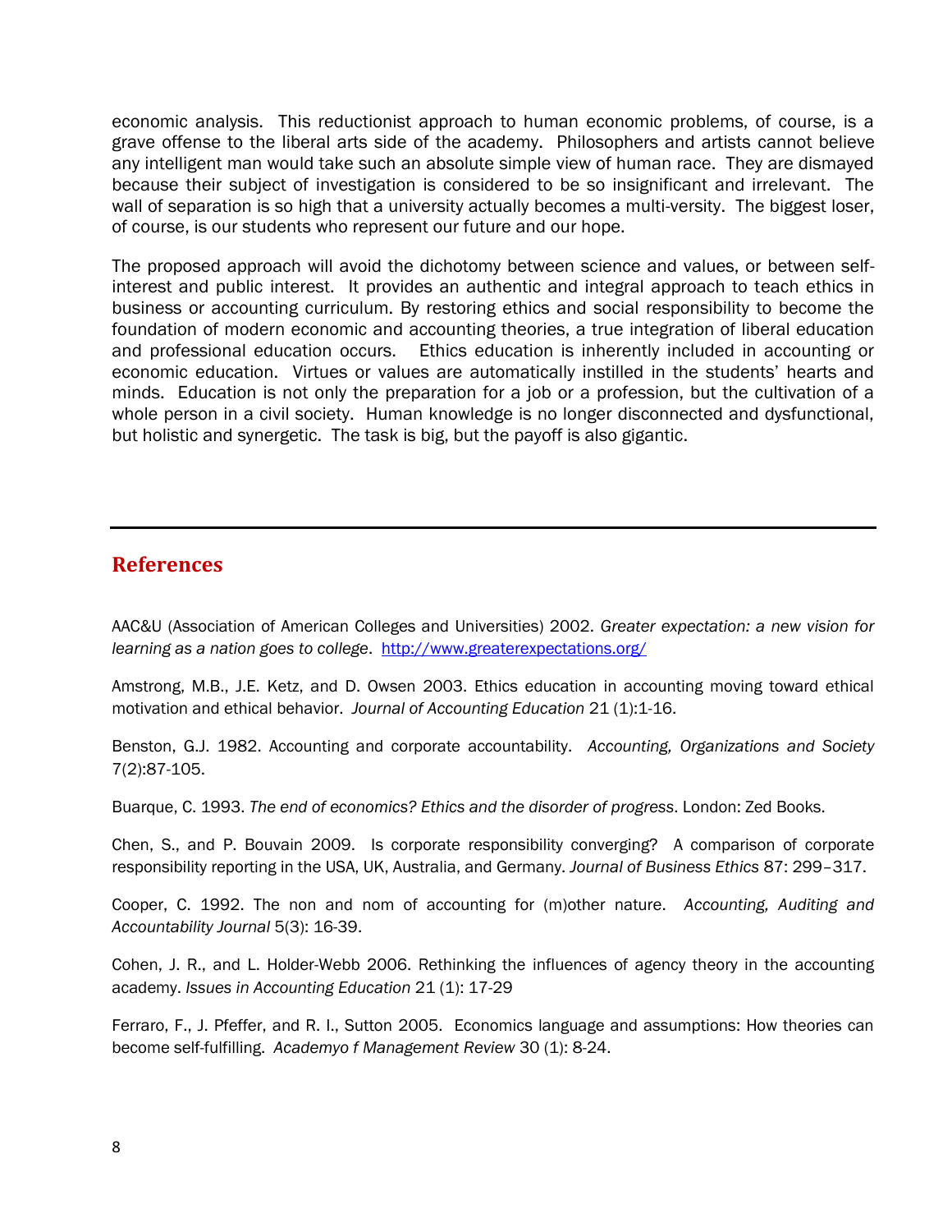economic analysis. This reductionist approach to human economic problems, of course, is a grave offense to the liberal arts side of the academy. Philosophers and artists cannot believe any intelligent man would take such an absolute simple view of human race. They are dismayed because their subject of investigation is considered to be so insignificant and irrelevant. The wall of separation is so high that a university actually becomes a multi-versity. The biggest loser, of course, is our students who represent our future and our hope.

The proposed approach will avoid the dichotomy between science and values, or between self-interest and public interest. It provides an authentic and integral approach to teach ethics in business or accounting curriculum. By restoring ethics and social responsibility to become the foundation of modern economic and accounting theories, a true integration of liberal education and professional education occurs. Ethics education is inherently included in accounting or economic education. Virtues or values are automatically instilled in the students' hearts and minds. Education is not only the preparation for a job or a profession, but the cultivation of a whole person in a civil society. Human knowledge is no longer disconnected and dysfunctional, but holistic and synergetic. The task is big, but the payoff is also gigantic.

---

## References

AAC&U (Association of American Colleges and Universities) 2002. *Greater expectation: a new vision for learning as a nation goes to college*. http://www.greaterexpectations.org/

Amstrong, M.B., J.E. Ketz, and D. Owsen 2003. Ethics education in accounting moving toward ethical motivation and ethical behavior. *Journal of Accounting Education* 21 (1):1-16.

Benston, G.J. 1982. Accounting and corporate accountability. *Accounting, Organizations and Society* 7(2):87-105.

Buarque, C. 1993. *The end of economics? Ethics and the disorder of progress*. London: Zed Books.

Chen, S., and P. Bouvain 2009. Is corporate responsibility converging? A comparison of corporate responsibility reporting in the USA, UK, Australia, and Germany. *Journal of Business Ethics* 87: 299–317.

Cooper, C. 1992. The non and nom of accounting for (m)other nature. *Accounting, Auditing and Accountability Journal* 5(3): 16-39.

Cohen, J. R., and L. Holder-Webb 2006. Rethinking the influences of agency theory in the accounting academy. *Issues in Accounting Education* 21 (1): 17-29

Ferraro, F., J. Pfeffer, and R. I., Sutton 2005. Economics language and assumptions: How theories can become self-fulfilling. *Academyo f Management Review* 30 (1): 8-24.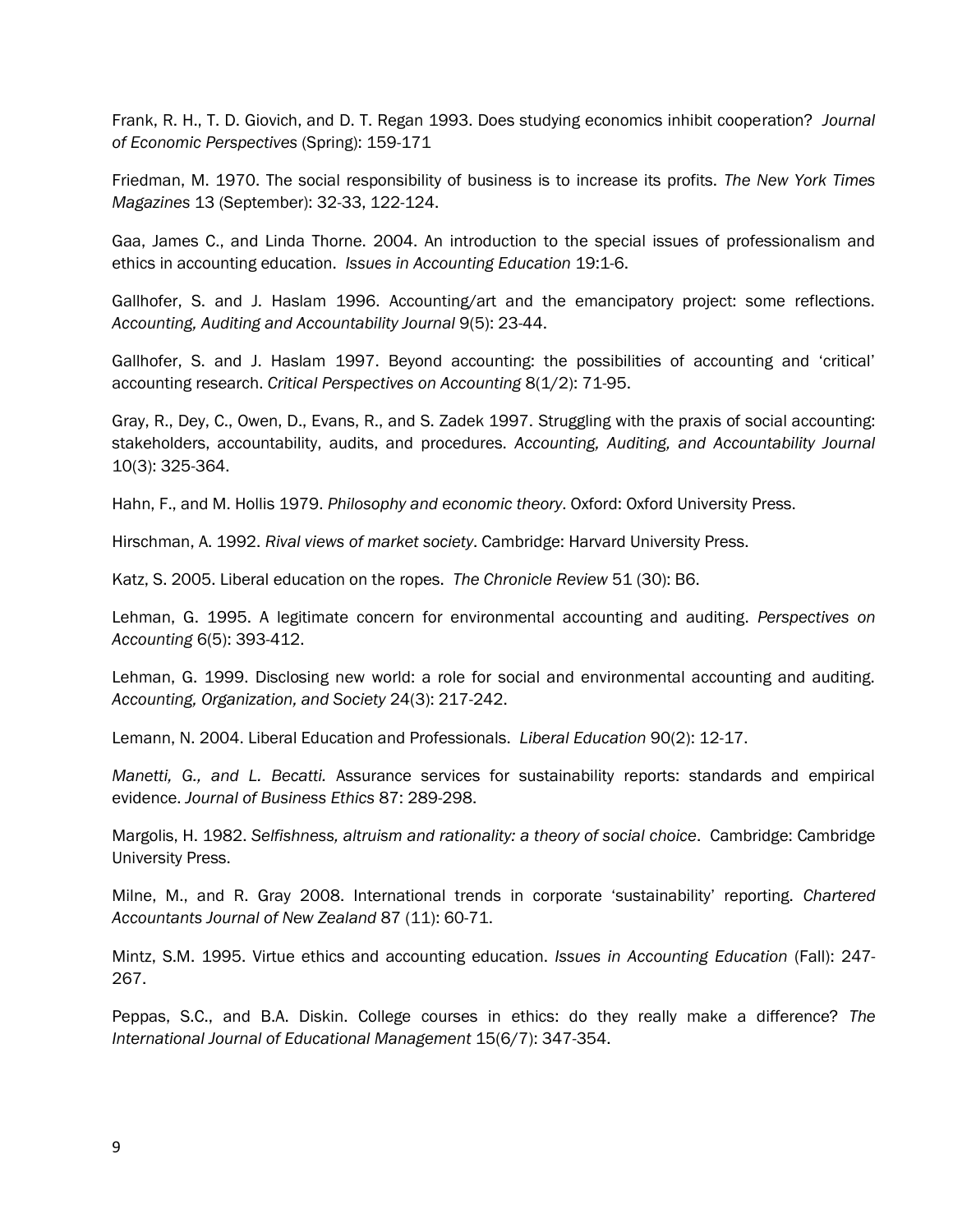Frank, R. H., T. D. Giovich, and D. T. Regan 1993. Does studying economics inhibit cooperation? *Journal of Economic Perspectives* (Spring): 159-171

Friedman, M. 1970. The social responsibility of business is to increase its profits. *The New York Times Magazines* 13 (September): 32-33, 122-124.

Gaa, James C., and Linda Thorne. 2004. An introduction to the special issues of professionalism and ethics in accounting education. *Issues in Accounting Education* 19:1-6.

Gallhofer, S. and J. Haslam 1996. Accounting/art and the emancipatory project: some reflections. *Accounting, Auditing and Accountability Journal* 9(5): 23-44.

Gallhofer, S. and J. Haslam 1997. Beyond accounting: the possibilities of accounting and 'critical' accounting research. *Critical Perspectives on Accounting* 8(1/2): 71-95.

Gray, R., Dey, C., Owen, D., Evans, R., and S. Zadek 1997. Struggling with the praxis of social accounting: stakeholders, accountability, audits, and procedures. *Accounting, Auditing, and Accountability Journal* 10(3): 325-364.

Hahn, F., and M. Hollis 1979. *Philosophy and economic theory*. Oxford: Oxford University Press.

Hirschman, A. 1992. *Rival views of market society*. Cambridge: Harvard University Press.

Katz, S. 2005. Liberal education on the ropes. *The Chronicle Review* 51 (30): B6.

Lehman, G. 1995. A legitimate concern for environmental accounting and auditing. *Perspectives on Accounting* 6(5): 393-412.

Lehman, G. 1999. Disclosing new world: a role for social and environmental accounting and auditing. *Accounting, Organization, and Society* 24(3): 217-242.

Lemann, N. 2004. Liberal Education and Professionals. *Liberal Education* 90(2): 12-17.

*Manetti, G., and L. Becatti.* Assurance services for sustainability reports: standards and empirical evidence. *Journal of Business Ethics* 87: 289-298.

Margolis, H. 1982. *Selfishness, altruism and rationality: a theory of social choice*. Cambridge: Cambridge University Press.

Milne, M., and R. Gray 2008. International trends in corporate 'sustainability' reporting. *Chartered Accountants Journal of New Zealand* 87 (11): 60-71.

Mintz, S.M. 1995. Virtue ethics and accounting education. *Issues in Accounting Education* (Fall): 247-267.

Peppas, S.C., and B.A. Diskin. College courses in ethics: do they really make a difference? *The International Journal of Educational Management* 15(6/7): 347-354.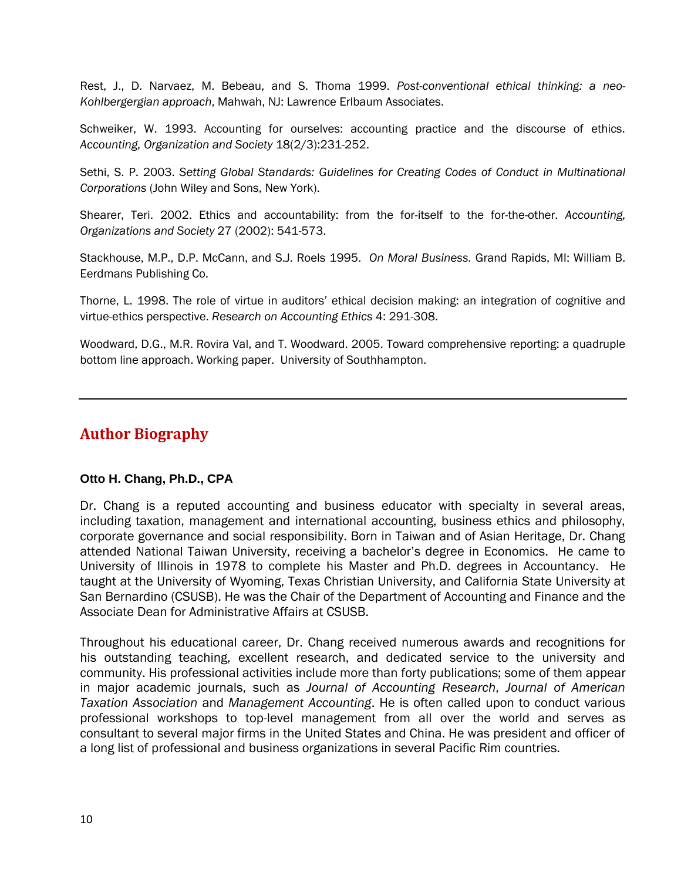Rest, J., D. Narvaez, M. Bebeau, and S. Thoma 1999. *Post-conventional ethical thinking: a neo-Kohlbergergian approach*, Mahwah, NJ: Lawrence Erlbaum Associates.

Schweiker, W. 1993. Accounting for ourselves: accounting practice and the discourse of ethics. *Accounting, Organization and Society* 18(2/3):231-252.

Sethi, S. P. 2003. *Setting Global Standards: Guidelines for Creating Codes of Conduct in Multinational Corporations* (John Wiley and Sons, New York).

Shearer, Teri. 2002. Ethics and accountability: from the for-itself to the for-the-other. *Accounting, Organizations and Society* 27 (2002): 541-573.

Stackhouse, M.P., D.P. McCann, and S.J. Roels 1995. *On Moral Business.* Grand Rapids, MI: William B. Eerdmans Publishing Co.

Thorne, L. 1998. The role of virtue in auditors' ethical decision making: an integration of cognitive and virtue-ethics perspective. *Research on Accounting Ethics* 4: 291-308.

Woodward, D.G., M.R. Rovira Val, and T. Woodward. 2005. Toward comprehensive reporting: a quadruple bottom line approach. Working paper. University of Southhampton.

---

## Author Biography

**Otto H. Chang, Ph.D., CPA**

Dr. Chang is a reputed accounting and business educator with specialty in several areas, including taxation, management and international accounting, business ethics and philosophy, corporate governance and social responsibility. Born in Taiwan and of Asian Heritage, Dr. Chang attended National Taiwan University, receiving a bachelor's degree in Economics. He came to University of Illinois in 1978 to complete his Master and Ph.D. degrees in Accountancy. He taught at the University of Wyoming, Texas Christian University, and California State University at San Bernardino (CSUSB). He was the Chair of the Department of Accounting and Finance and the Associate Dean for Administrative Affairs at CSUSB.

Throughout his educational career, Dr. Chang received numerous awards and recognitions for his outstanding teaching, excellent research, and dedicated service to the university and community. His professional activities include more than forty publications; some of them appear in major academic journals, such as *Journal of Accounting Research*, *Journal of American Taxation Association* and *Management Accounting*. He is often called upon to conduct various professional workshops to top-level management from all over the world and serves as consultant to several major firms in the United States and China. He was president and officer of a long list of professional and business organizations in several Pacific Rim countries.